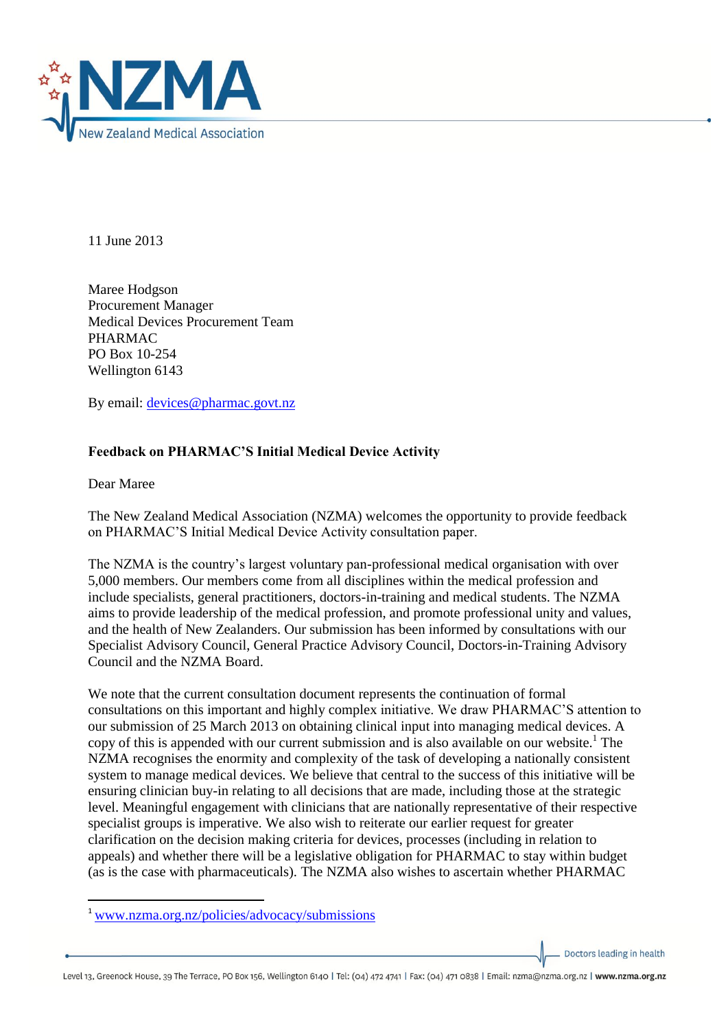11 June 2013

Maree Hodgson
Procurement Manager
Medical Devices Procurement Team
PHARMAC
PO Box 10-254
Wellington 6143

By email: devices@pharmac.govt.nz

**Feedback on PHARMAC'S Initial Medical Device Activity**

Dear Maree

The New Zealand Medical Association (NZMA) welcomes the opportunity to provide feedback on PHARMAC'S Initial Medical Device Activity consultation paper.

The NZMA is the country's largest voluntary pan-professional medical organisation with over 5,000 members. Our members come from all disciplines within the medical profession and include specialists, general practitioners, doctors-in-training and medical students. The NZMA aims to provide leadership of the medical profession, and promote professional unity and values, and the health of New Zealanders. Our submission has been informed by consultations with our Specialist Advisory Council, General Practice Advisory Council, Doctors-in-Training Advisory Council and the NZMA Board.

We note that the current consultation document represents the continuation of formal consultations on this important and highly complex initiative. We draw PHARMAC'S attention to our submission of 25 March 2013 on obtaining clinical input into managing medical devices. A copy of this is appended with our current submission and is also available on our website.[1] The NZMA recognises the enormity and complexity of the task of developing a nationally consistent system to manage medical devices. We believe that central to the success of this initiative will be ensuring clinician buy-in relating to all decisions that are made, including those at the strategic level. Meaningful engagement with clinicians that are nationally representative of their respective specialist groups is imperative. We also wish to reiterate our earlier request for greater clarification on the decision making criteria for devices, processes (including in relation to appeals) and whether there will be a legislative obligation for PHARMAC to stay within budget (as is the case with pharmaceuticals). The NZMA also wishes to ascertain whether PHARMAC

[1] www.nzma.org.nz/policies/advocacy/submissions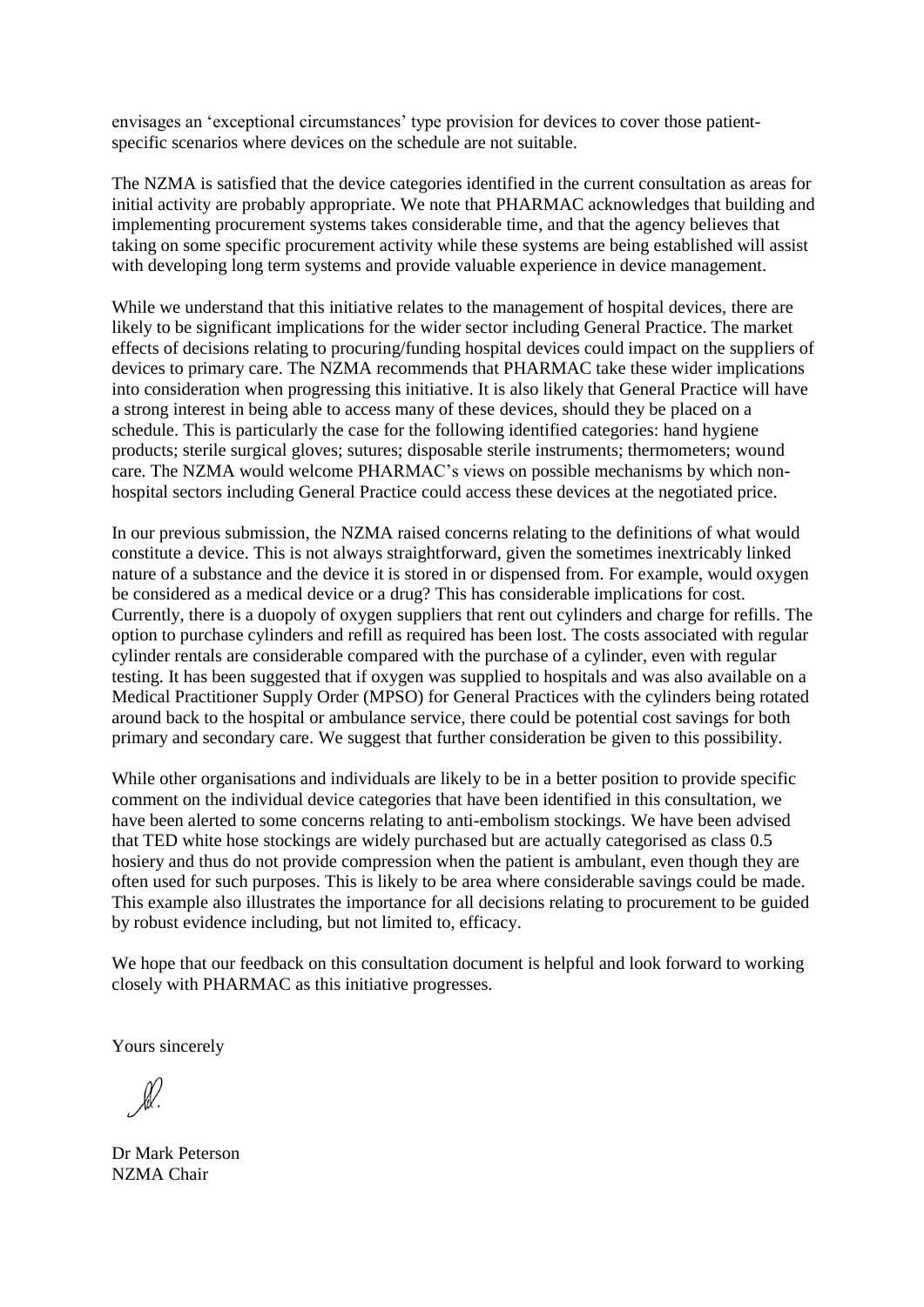envisages an 'exceptional circumstances' type provision for devices to cover those patient-specific scenarios where devices on the schedule are not suitable.

The NZMA is satisfied that the device categories identified in the current consultation as areas for initial activity are probably appropriate. We note that PHARMAC acknowledges that building and implementing procurement systems takes considerable time, and that the agency believes that taking on some specific procurement activity while these systems are being established will assist with developing long term systems and provide valuable experience in device management.

While we understand that this initiative relates to the management of hospital devices, there are likely to be significant implications for the wider sector including General Practice. The market effects of decisions relating to procuring/funding hospital devices could impact on the suppliers of devices to primary care. The NZMA recommends that PHARMAC take these wider implications into consideration when progressing this initiative. It is also likely that General Practice will have a strong interest in being able to access many of these devices, should they be placed on a schedule. This is particularly the case for the following identified categories: hand hygiene products; sterile surgical gloves; sutures; disposable sterile instruments; thermometers; wound care. The NZMA would welcome PHARMAC's views on possible mechanisms by which non-hospital sectors including General Practice could access these devices at the negotiated price.

In our previous submission, the NZMA raised concerns relating to the definitions of what would constitute a device. This is not always straightforward, given the sometimes inextricably linked nature of a substance and the device it is stored in or dispensed from. For example, would oxygen be considered as a medical device or a drug? This has considerable implications for cost. Currently, there is a duopoly of oxygen suppliers that rent out cylinders and charge for refills. The option to purchase cylinders and refill as required has been lost. The costs associated with regular cylinder rentals are considerable compared with the purchase of a cylinder, even with regular testing. It has been suggested that if oxygen was supplied to hospitals and was also available on a Medical Practitioner Supply Order (MPSO) for General Practices with the cylinders being rotated around back to the hospital or ambulance service, there could be potential cost savings for both primary and secondary care. We suggest that further consideration be given to this possibility.

While other organisations and individuals are likely to be in a better position to provide specific comment on the individual device categories that have been identified in this consultation, we have been alerted to some concerns relating to anti-embolism stockings. We have been advised that TED white hose stockings are widely purchased but are actually categorised as class 0.5 hosiery and thus do not provide compression when the patient is ambulant, even though they are often used for such purposes. This is likely to be area where considerable savings could be made. This example also illustrates the importance for all decisions relating to procurement to be guided by robust evidence including, but not limited to, efficacy.

We hope that our feedback on this consultation document is helpful and look forward to working closely with PHARMAC as this initiative progresses.

Yours sincerely

Dr Mark Peterson
NZMA Chair